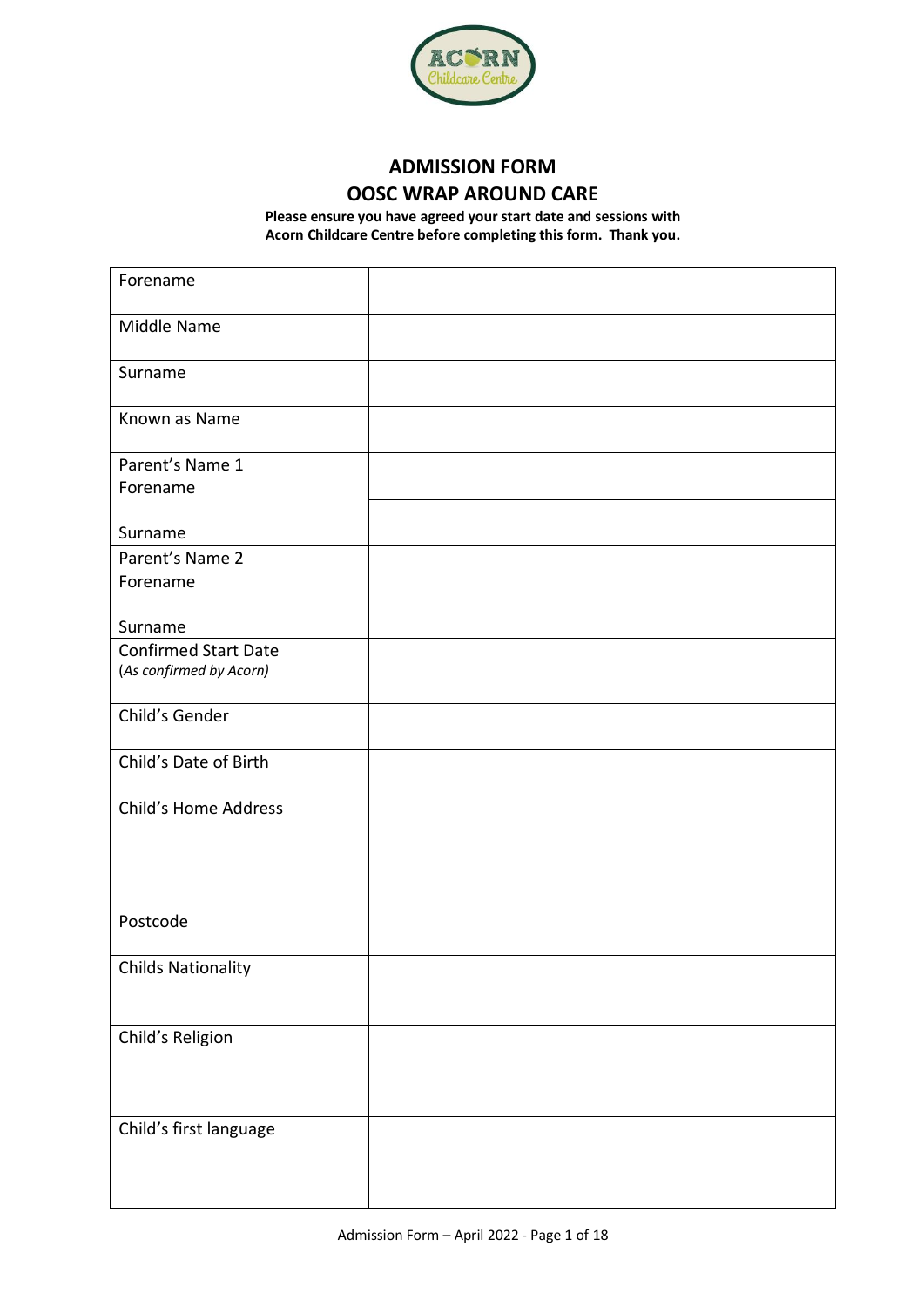# ADMISSION FORM

## OOSC WRAP AROUND CARE

**Please ensure you have agreed your start date and sessions with Acorn Childcare Centre before completing this form. Thank you.**

| | |
|---|---|
| Forename | |
| Middle Name | |
| Surname | |
| Known as Name | |
| Parent's Name 1<br>Forename | |
| Surname | |
| Parent's Name 2<br>Forename | |
| Surname | |
| Confirmed Start Date<br>*(As confirmed by Acorn)* | |
| Child's Gender | |
| Child's Date of Birth | |
| Child's Home Address<br><br><br><br>Postcode | |
| Childs Nationality | |
| Child's Religion | |
| Child's first language | |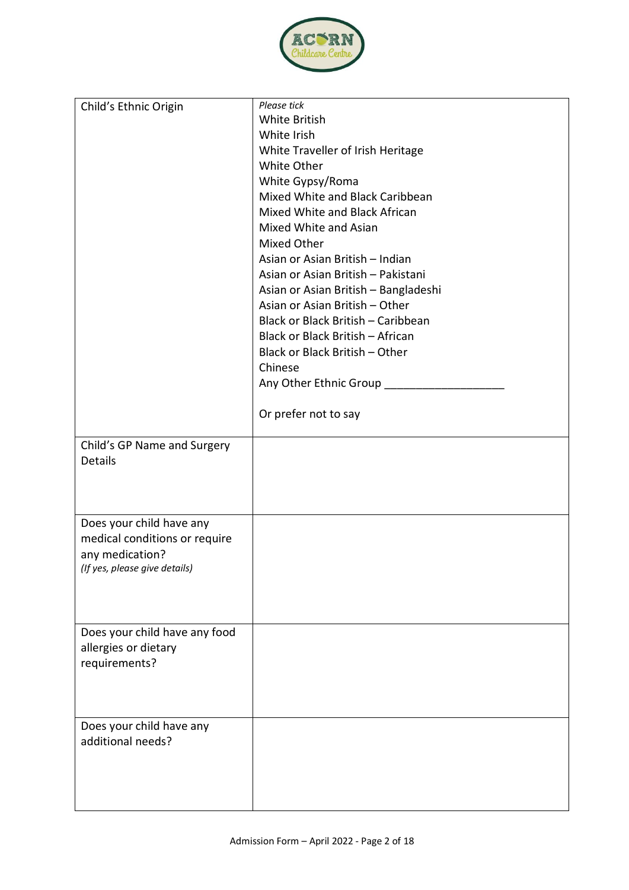| Child's Ethnic Origin | *Please tick*<br>White British<br>White Irish<br>White Traveller of Irish Heritage<br>White Other<br>White Gypsy/Roma<br>Mixed White and Black Caribbean<br>Mixed White and Black African<br>Mixed White and Asian<br>Mixed Other<br>Asian or Asian British – Indian<br>Asian or Asian British – Pakistani<br>Asian or Asian British – Bangladeshi<br>Asian or Asian British – Other<br>Black or Black British – Caribbean<br>Black or Black British – African<br>Black or Black British – Other<br>Chinese<br>Any Other Ethnic Group ___________________<br><br>Or prefer not to say |
|---|---|
| Child's GP Name and Surgery Details | |
| Does your child have any medical conditions or require any medication?<br>*(If yes, please give details)* | |
| Does your child have any food allergies or dietary requirements? | |
| Does your child have any additional needs? | |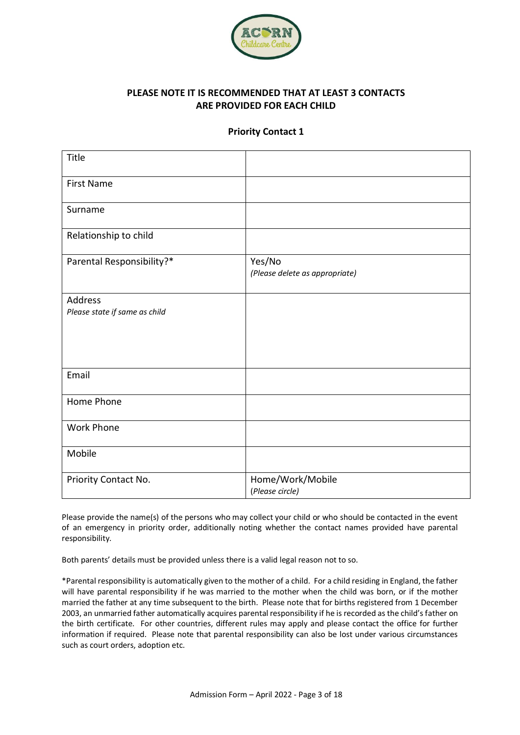**PLEASE NOTE IT IS RECOMMENDED THAT AT LEAST 3 CONTACTS ARE PROVIDED FOR EACH CHILD**

**Priority Contact 1**

| | |
|---|---|
| Title | |
| First Name | |
| Surname | |
| Relationship to child | |
| Parental Responsibility?* | Yes/No *(Please delete as appropriate)* |
| Address *Please state if same as child* | |
| Email | |
| Home Phone | |
| Work Phone | |
| Mobile | |
| Priority Contact No. | Home/Work/Mobile (*Please circle)* |

Please provide the name(s) of the persons who may collect your child or who should be contacted in the event of an emergency in priority order, additionally noting whether the contact names provided have parental responsibility.

Both parents' details must be provided unless there is a valid legal reason not to so.

*Parental responsibility is automatically given to the mother of a child. For a child residing in England, the father will have parental responsibility if he was married to the mother when the child was born, or if the mother married the father at any time subsequent to the birth. Please note that for births registered from 1 December 2003, an unmarried father automatically acquires parental responsibility if he is recorded as the child's father on the birth certificate. For other countries, different rules may apply and please contact the office for further information if required. Please note that parental responsibility can also be lost under various circumstances such as court orders, adoption etc.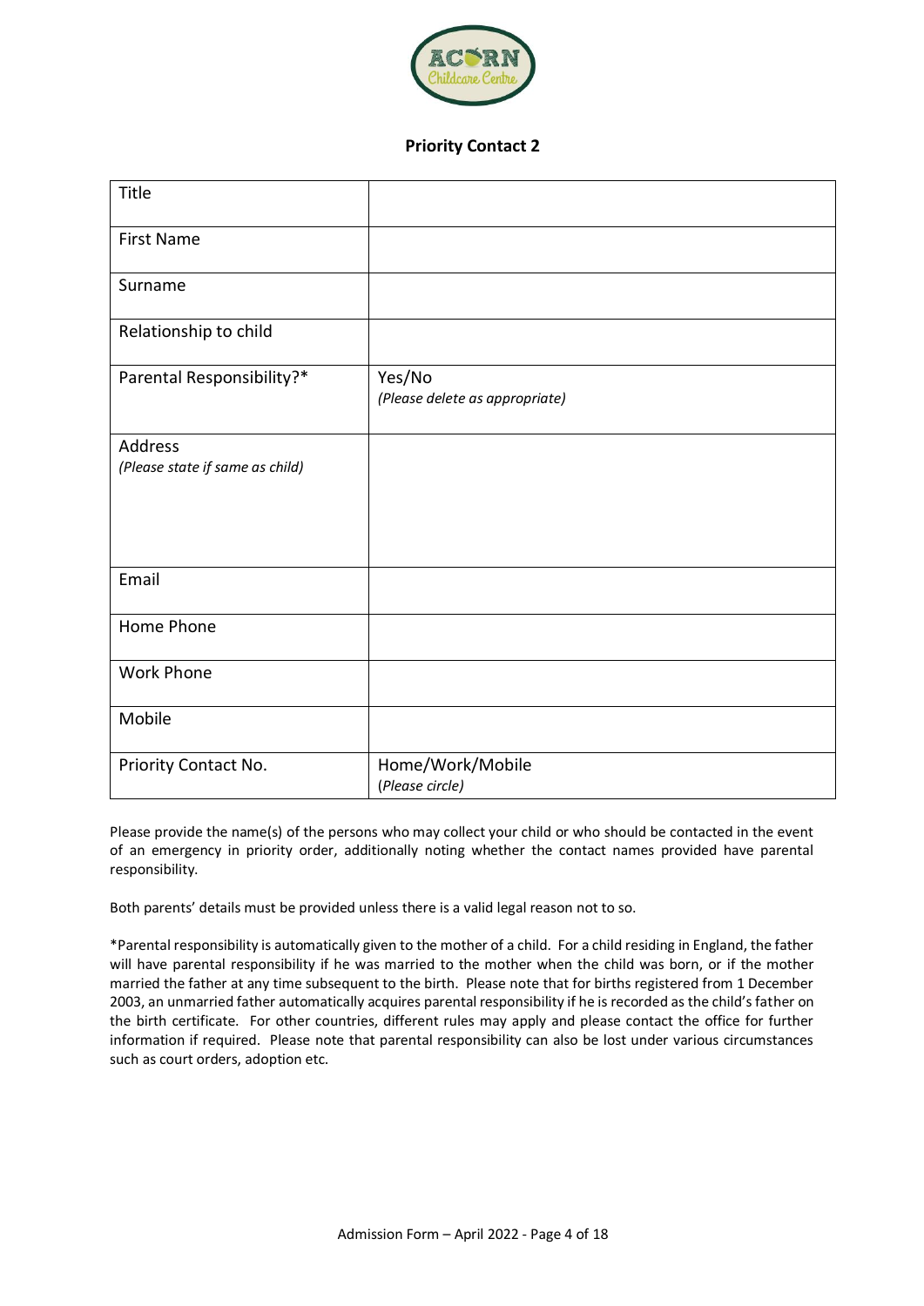## Priority Contact 2

| Title | |
|---|---|
| First Name | |
| Surname | |
| Relationship to child | |
| Parental Responsibility?* | Yes/No<br>*(Please delete as appropriate)* |
| Address<br>*(Please state if same as child)* | |
| Email | |
| Home Phone | |
| Work Phone | |
| Mobile | |
| Priority Contact No. | Home/Work/Mobile<br>*(Please circle)* |

Please provide the name(s) of the persons who may collect your child or who should be contacted in the event of an emergency in priority order, additionally noting whether the contact names provided have parental responsibility.

Both parents' details must be provided unless there is a valid legal reason not to so.

*Parental responsibility is automatically given to the mother of a child. For a child residing in England, the father will have parental responsibility if he was married to the mother when the child was born, or if the mother married the father at any time subsequent to the birth. Please note that for births registered from 1 December 2003, an unmarried father automatically acquires parental responsibility if he is recorded as the child's father on the birth certificate. For other countries, different rules may apply and please contact the office for further information if required. Please note that parental responsibility can also be lost under various circumstances such as court orders, adoption etc.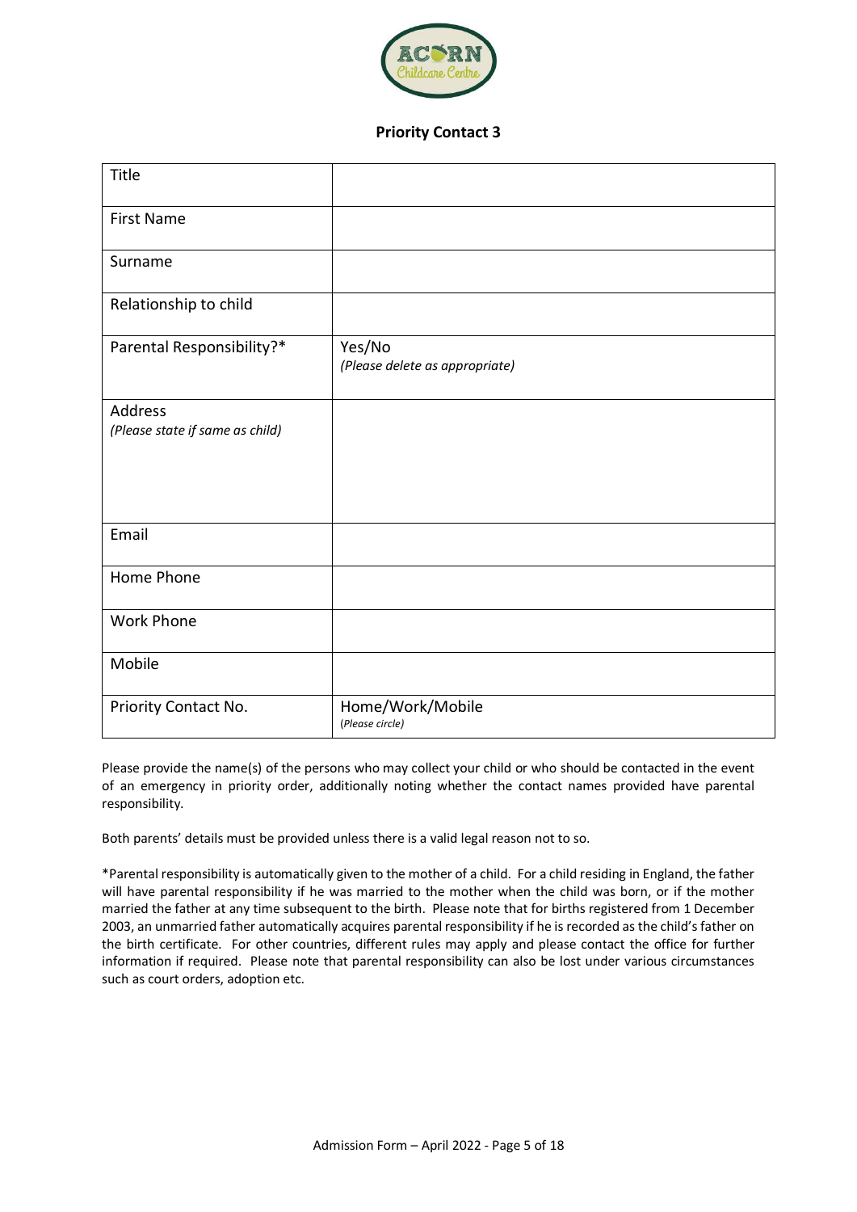## Priority Contact 3

| | |
|---|---|
| Title | |
| First Name | |
| Surname | |
| Relationship to child | |
| Parental Responsibility?* | Yes/No *(Please delete as appropriate)* |
| Address *(Please state if same as child)* | |
| Email | |
| Home Phone | |
| Work Phone | |
| Mobile | |
| Priority Contact No. | Home/Work/Mobile (*Please circle)* |

Please provide the name(s) of the persons who may collect your child or who should be contacted in the event of an emergency in priority order, additionally noting whether the contact names provided have parental responsibility.

Both parents' details must be provided unless there is a valid legal reason not to so.

*Parental responsibility is automatically given to the mother of a child. For a child residing in England, the father will have parental responsibility if he was married to the mother when the child was born, or if the mother married the father at any time subsequent to the birth. Please note that for births registered from 1 December 2003, an unmarried father automatically acquires parental responsibility if he is recorded as the child's father on the birth certificate. For other countries, different rules may apply and please contact the office for further information if required. Please note that parental responsibility can also be lost under various circumstances such as court orders, adoption etc.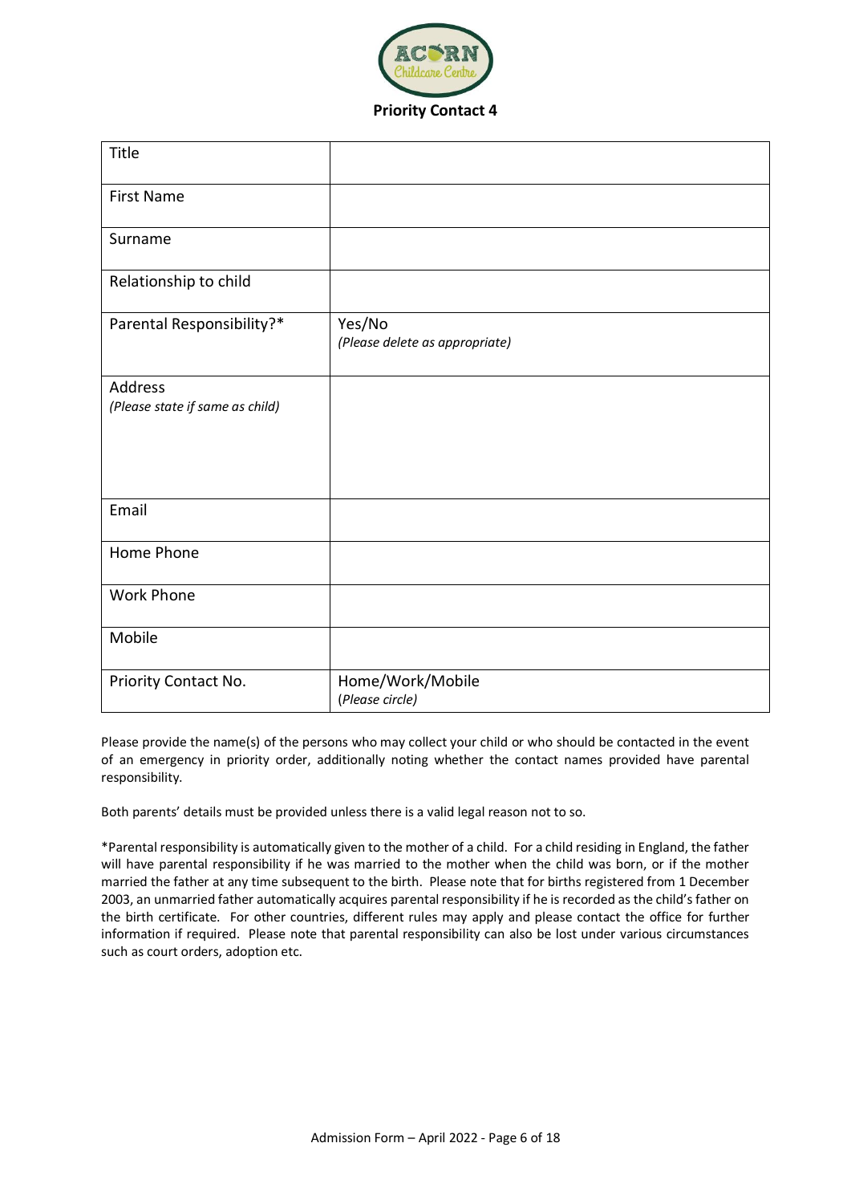## Priority Contact 4

| Title | |
|---|---|
| First Name | |
| Surname | |
| Relationship to child | |
| Parental Responsibility?* | Yes/No<br>*(Please delete as appropriate)* |
| Address<br>*(Please state if same as child)* | |
| Email | |
| Home Phone | |
| Work Phone | |
| Mobile | |
| Priority Contact No. | Home/Work/Mobile<br>(*Please circle)* |

Please provide the name(s) of the persons who may collect your child or who should be contacted in the event of an emergency in priority order, additionally noting whether the contact names provided have parental responsibility.

Both parents' details must be provided unless there is a valid legal reason not to so.

*Parental responsibility is automatically given to the mother of a child. For a child residing in England, the father will have parental responsibility if he was married to the mother when the child was born, or if the mother married the father at any time subsequent to the birth. Please note that for births registered from 1 December 2003, an unmarried father automatically acquires parental responsibility if he is recorded as the child's father on the birth certificate. For other countries, different rules may apply and please contact the office for further information if required. Please note that parental responsibility can also be lost under various circumstances such as court orders, adoption etc.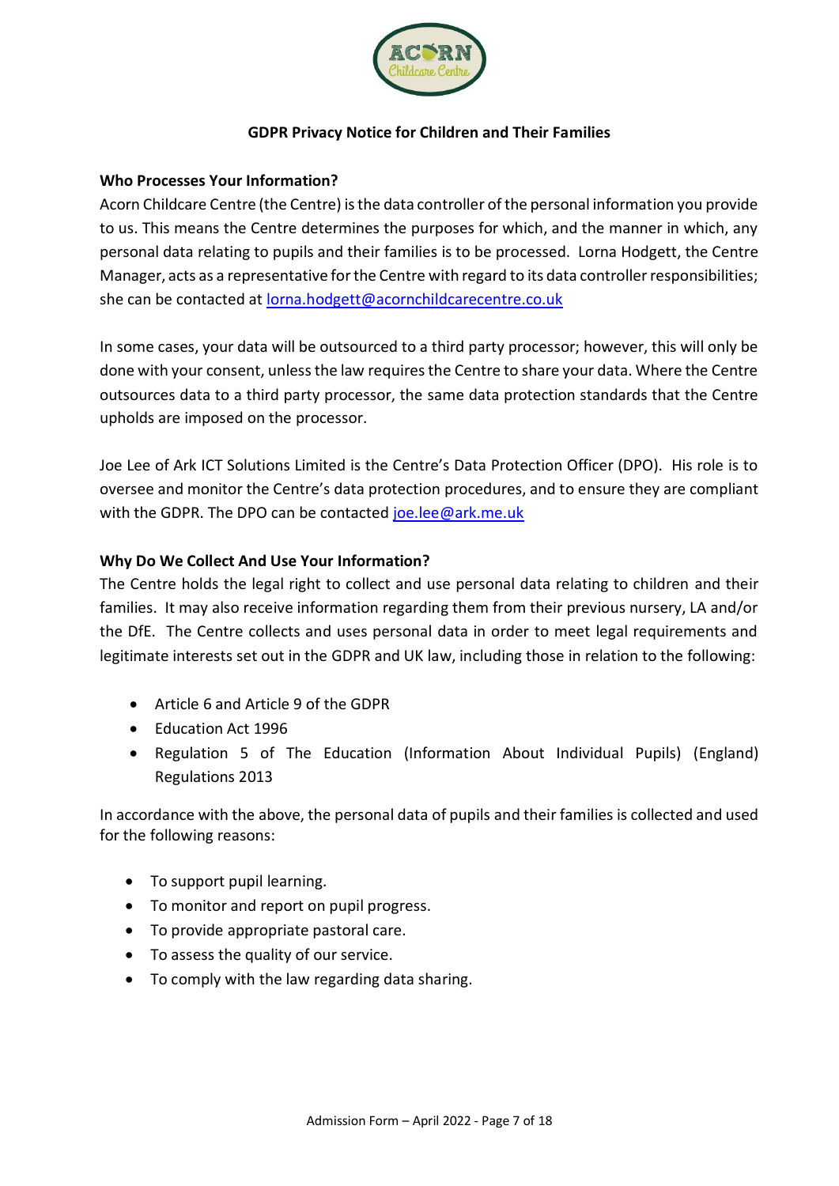**GDPR Privacy Notice for Children and Their Families**

**Who Processes Your Information?**

Acorn Childcare Centre (the Centre) is the data controller of the personal information you provide to us. This means the Centre determines the purposes for which, and the manner in which, any personal data relating to pupils and their families is to be processed. Lorna Hodgett, the Centre Manager, acts as a representative for the Centre with regard to its data controller responsibilities; she can be contacted at lorna.hodgett@acornchildcarecentre.co.uk

In some cases, your data will be outsourced to a third party processor; however, this will only be done with your consent, unless the law requires the Centre to share your data. Where the Centre outsources data to a third party processor, the same data protection standards that the Centre upholds are imposed on the processor.

Joe Lee of Ark ICT Solutions Limited is the Centre's Data Protection Officer (DPO). His role is to oversee and monitor the Centre's data protection procedures, and to ensure they are compliant with the GDPR. The DPO can be contacted joe.lee@ark.me.uk

**Why Do We Collect And Use Your Information?**

The Centre holds the legal right to collect and use personal data relating to children and their families. It may also receive information regarding them from their previous nursery, LA and/or the DfE. The Centre collects and uses personal data in order to meet legal requirements and legitimate interests set out in the GDPR and UK law, including those in relation to the following:

- Article 6 and Article 9 of the GDPR
- Education Act 1996
- Regulation 5 of The Education (Information About Individual Pupils) (England) Regulations 2013

In accordance with the above, the personal data of pupils and their families is collected and used for the following reasons:

- To support pupil learning.
- To monitor and report on pupil progress.
- To provide appropriate pastoral care.
- To assess the quality of our service.
- To comply with the law regarding data sharing.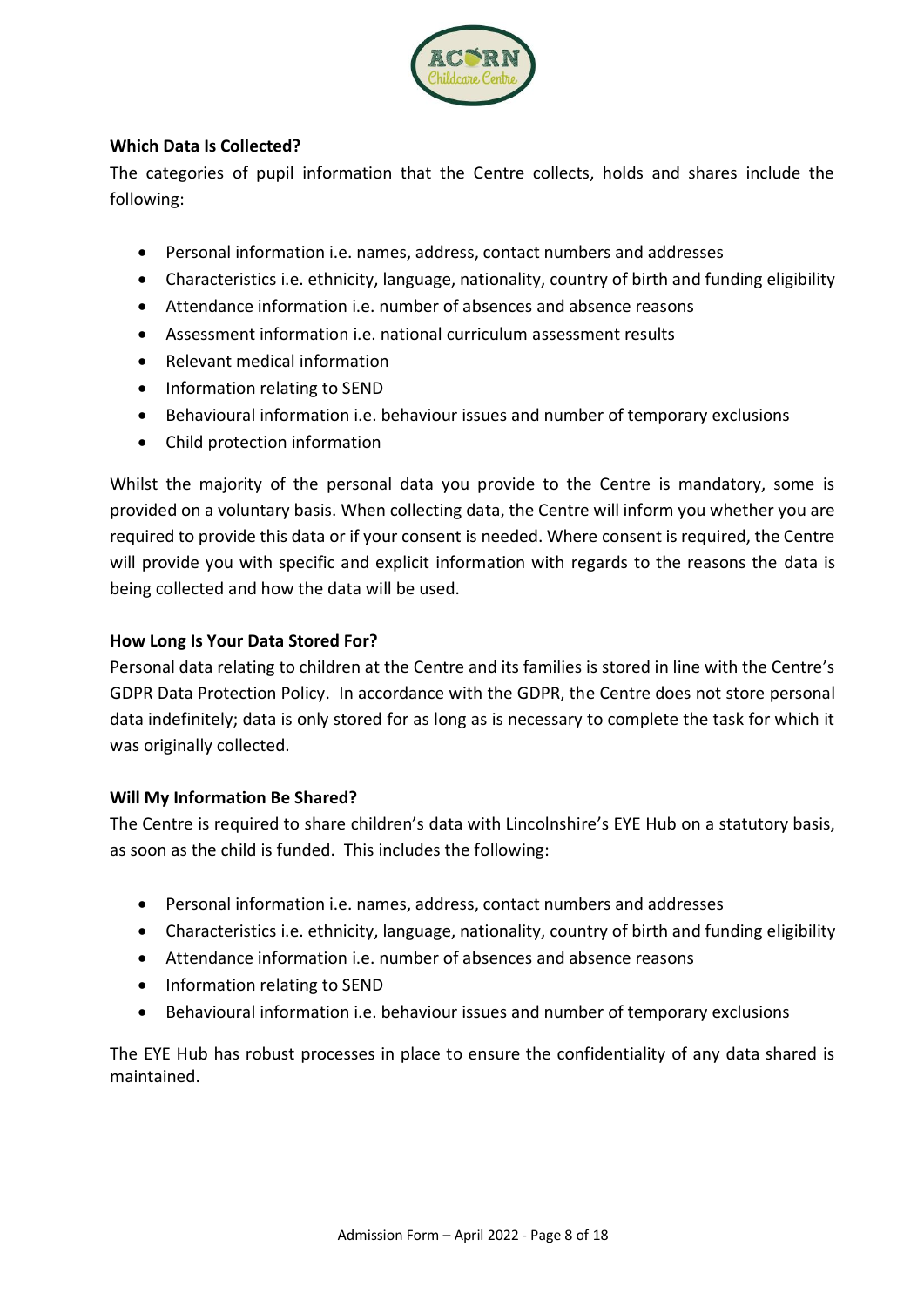**Which Data Is Collected?**

The categories of pupil information that the Centre collects, holds and shares include the following:

- Personal information i.e. names, address, contact numbers and addresses
- Characteristics i.e. ethnicity, language, nationality, country of birth and funding eligibility
- Attendance information i.e. number of absences and absence reasons
- Assessment information i.e. national curriculum assessment results
- Relevant medical information
- Information relating to SEND
- Behavioural information i.e. behaviour issues and number of temporary exclusions
- Child protection information

Whilst the majority of the personal data you provide to the Centre is mandatory, some is provided on a voluntary basis. When collecting data, the Centre will inform you whether you are required to provide this data or if your consent is needed. Where consent is required, the Centre will provide you with specific and explicit information with regards to the reasons the data is being collected and how the data will be used.

**How Long Is Your Data Stored For?**

Personal data relating to children at the Centre and its families is stored in line with the Centre's GDPR Data Protection Policy. In accordance with the GDPR, the Centre does not store personal data indefinitely; data is only stored for as long as is necessary to complete the task for which it was originally collected.

**Will My Information Be Shared?**

The Centre is required to share children's data with Lincolnshire's EYE Hub on a statutory basis, as soon as the child is funded. This includes the following:

- Personal information i.e. names, address, contact numbers and addresses
- Characteristics i.e. ethnicity, language, nationality, country of birth and funding eligibility
- Attendance information i.e. number of absences and absence reasons
- Information relating to SEND
- Behavioural information i.e. behaviour issues and number of temporary exclusions

The EYE Hub has robust processes in place to ensure the confidentiality of any data shared is maintained.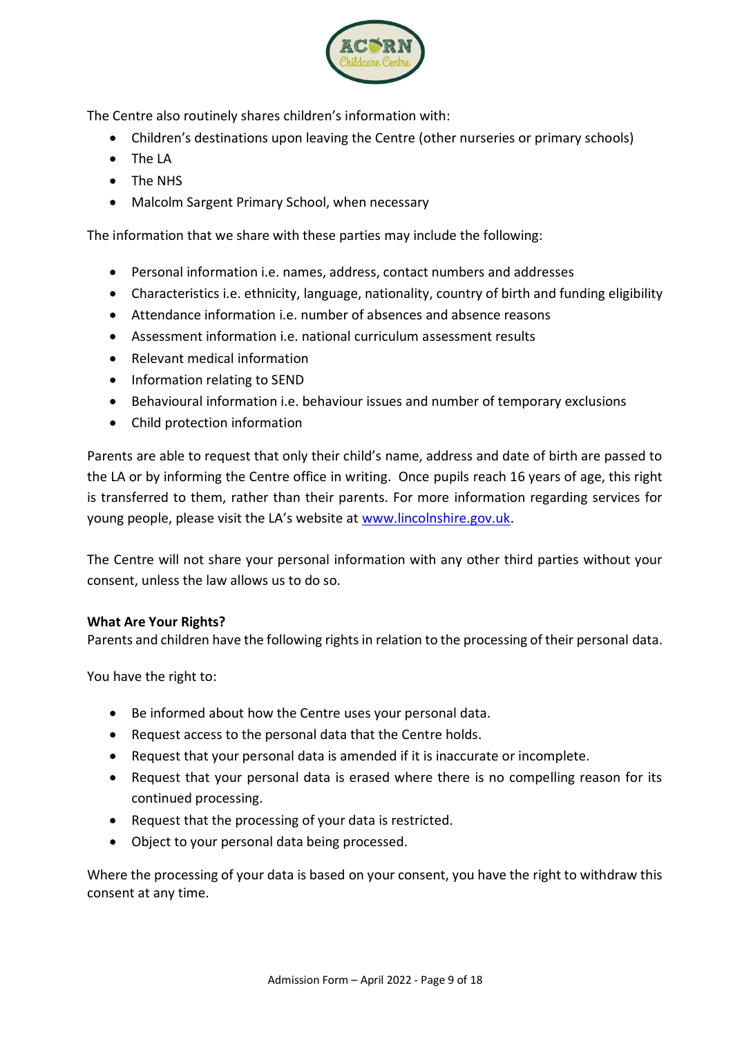The Centre also routinely shares children's information with:

- Children's destinations upon leaving the Centre (other nurseries or primary schools)
- The LA
- The NHS
- Malcolm Sargent Primary School, when necessary

The information that we share with these parties may include the following:

- Personal information i.e. names, address, contact numbers and addresses
- Characteristics i.e. ethnicity, language, nationality, country of birth and funding eligibility
- Attendance information i.e. number of absences and absence reasons
- Assessment information i.e. national curriculum assessment results
- Relevant medical information
- Information relating to SEND
- Behavioural information i.e. behaviour issues and number of temporary exclusions
- Child protection information

Parents are able to request that only their child's name, address and date of birth are passed to the LA or by informing the Centre office in writing. Once pupils reach 16 years of age, this right is transferred to them, rather than their parents. For more information regarding services for young people, please visit the LA's website at [www.lincolnshire.gov.uk](www.lincolnshire.gov.uk).

The Centre will not share your personal information with any other third parties without your consent, unless the law allows us to do so.

**What Are Your Rights?**

Parents and children have the following rights in relation to the processing of their personal data.

You have the right to:

- Be informed about how the Centre uses your personal data.
- Request access to the personal data that the Centre holds.
- Request that your personal data is amended if it is inaccurate or incomplete.
- Request that your personal data is erased where there is no compelling reason for its continued processing.
- Request that the processing of your data is restricted.
- Object to your personal data being processed.

Where the processing of your data is based on your consent, you have the right to withdraw this consent at any time.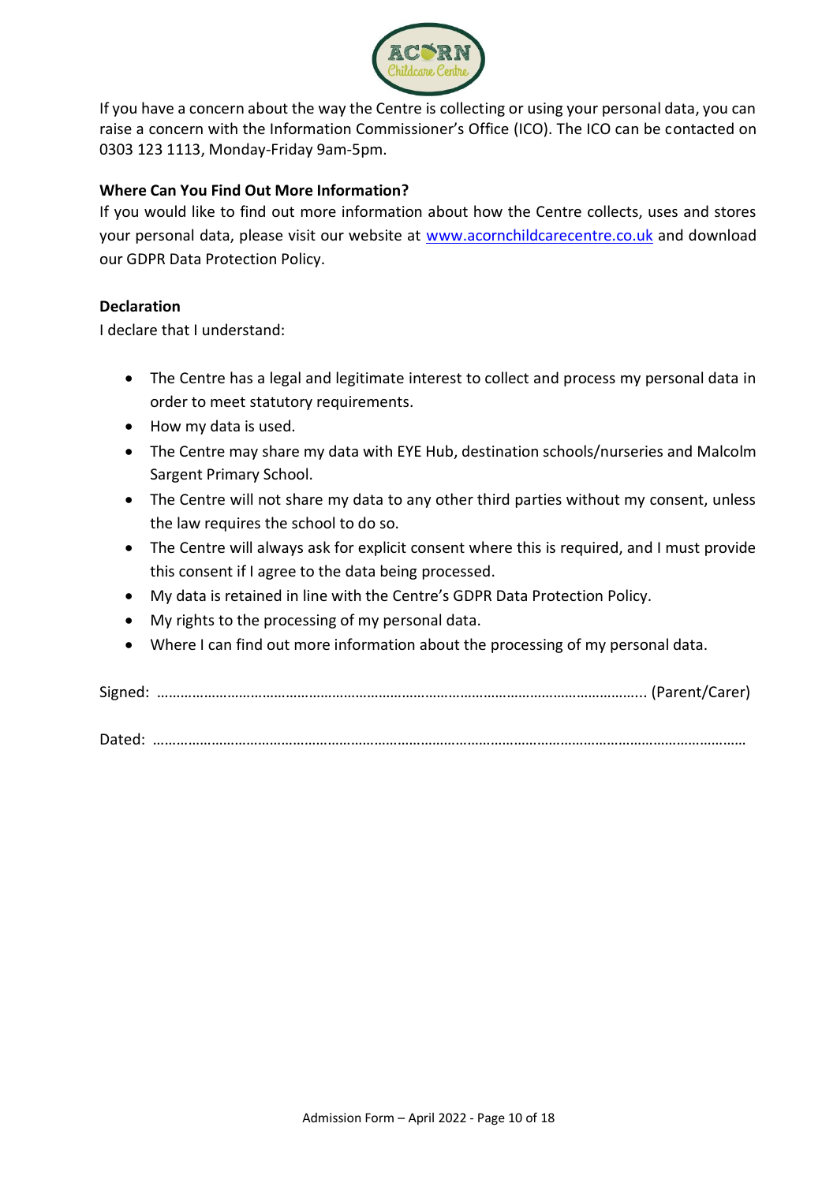If you have a concern about the way the Centre is collecting or using your personal data, you can raise a concern with the Information Commissioner's Office (ICO). The ICO can be contacted on 0303 123 1113, Monday-Friday 9am-5pm.

**Where Can You Find Out More Information?**

If you would like to find out more information about how the Centre collects, uses and stores your personal data, please visit our website at [www.acornchildcarecentre.co.uk](http://www.acornchildcarecentre.co.uk) and download our GDPR Data Protection Policy.

**Declaration**

I declare that I understand:

- The Centre has a legal and legitimate interest to collect and process my personal data in order to meet statutory requirements.
- How my data is used.
- The Centre may share my data with EYE Hub, destination schools/nurseries and Malcolm Sargent Primary School.
- The Centre will not share my data to any other third parties without my consent, unless the law requires the school to do so.
- The Centre will always ask for explicit consent where this is required, and I must provide this consent if I agree to the data being processed.
- My data is retained in line with the Centre's GDPR Data Protection Policy.
- My rights to the processing of my personal data.
- Where I can find out more information about the processing of my personal data.

Signed: ……………………………………………………………………………………………………….. (Parent/Carer)

Dated: ……………………………………………………………………………………………………………………………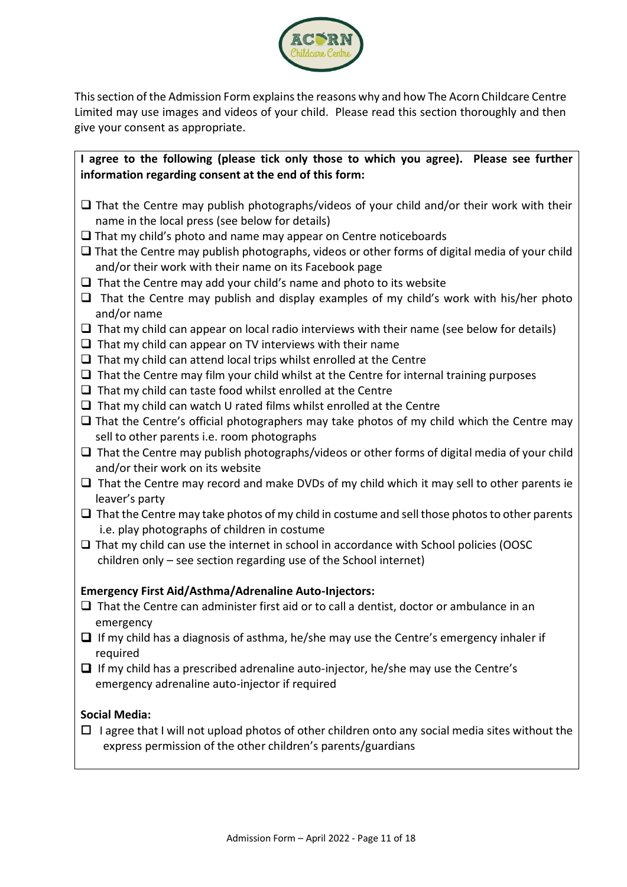This section of the Admission Form explains the reasons why and how The Acorn Childcare Centre Limited may use images and videos of your child. Please read this section thoroughly and then give your consent as appropriate.

**I agree to the following (please tick only those to which you agree). Please see further information regarding consent at the end of this form:**

- ❑ That the Centre may publish photographs/videos of your child and/or their work with their name in the local press (see below for details)
- ❑ That my child's photo and name may appear on Centre noticeboards
- ❑ That the Centre may publish photographs, videos or other forms of digital media of your child and/or their work with their name on its Facebook page
- ❑ That the Centre may add your child's name and photo to its website
- ❑ That the Centre may publish and display examples of my child's work with his/her photo and/or name
- ❑ That my child can appear on local radio interviews with their name (see below for details)
- ❑ That my child can appear on TV interviews with their name
- ❑ That my child can attend local trips whilst enrolled at the Centre
- ❑ That the Centre may film your child whilst at the Centre for internal training purposes
- ❑ That my child can taste food whilst enrolled at the Centre
- ❑ That my child can watch U rated films whilst enrolled at the Centre
- ❑ That the Centre's official photographers may take photos of my child which the Centre may sell to other parents i.e. room photographs
- ❑ That the Centre may publish photographs/videos or other forms of digital media of your child and/or their work on its website
- ❑ That the Centre may record and make DVDs of my child which it may sell to other parents ie leaver's party
- ❑ That the Centre may take photos of my child in costume and sell those photos to other parents i.e. play photographs of children in costume
- ❑ That my child can use the internet in school in accordance with School policies (OOSC children only – see section regarding use of the School internet)

**Emergency First Aid/Asthma/Adrenaline Auto-Injectors:**

- ❑ That the Centre can administer first aid or to call a dentist, doctor or ambulance in an emergency
- ❑ If my child has a diagnosis of asthma, he/she may use the Centre's emergency inhaler if required
- ❑ If my child has a prescribed adrenaline auto-injector, he/she may use the Centre's emergency adrenaline auto-injector if required

**Social Media:**

- ☐ I agree that I will not upload photos of other children onto any social media sites without the express permission of the other children's parents/guardians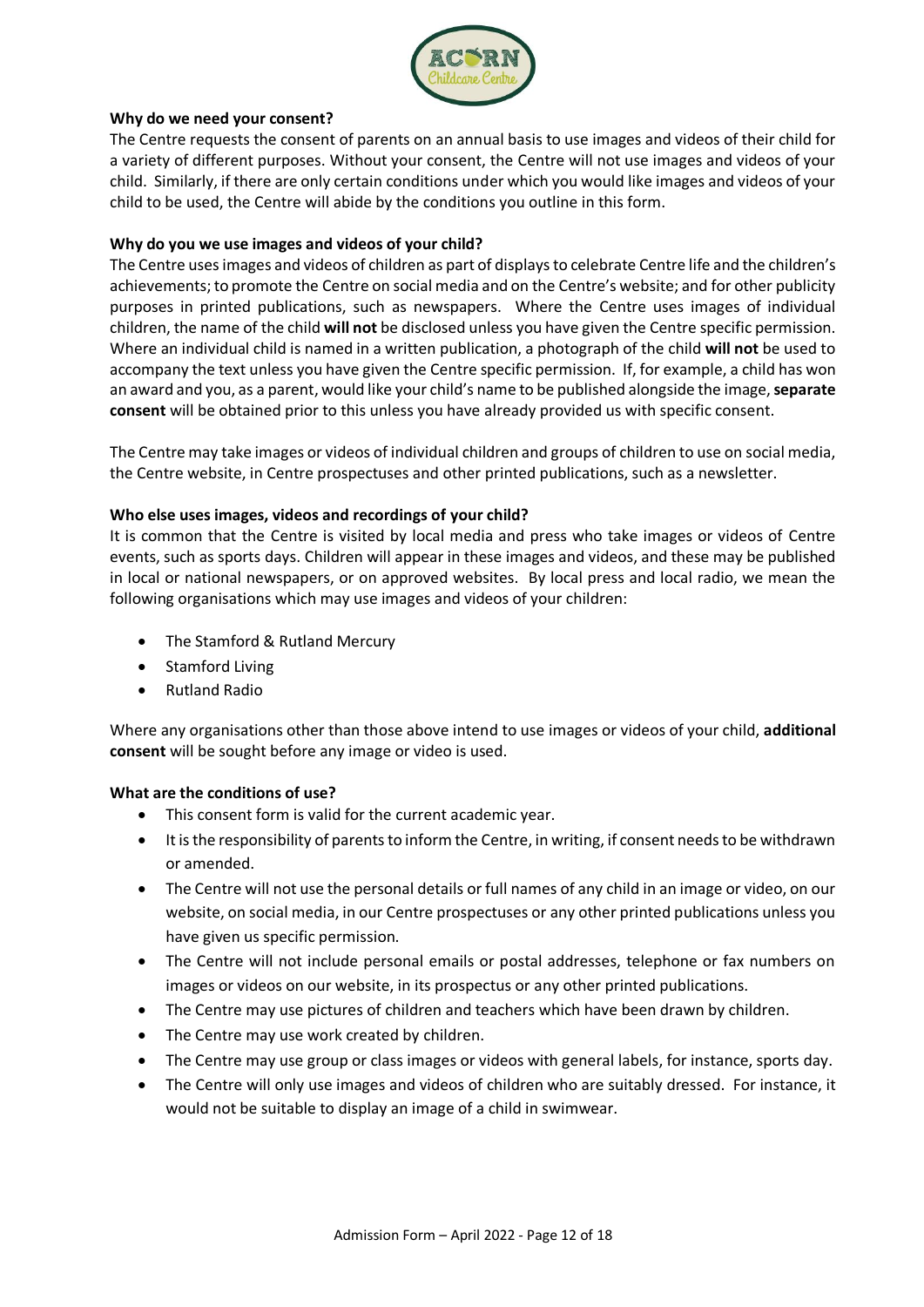**Why do we need your consent?**

The Centre requests the consent of parents on an annual basis to use images and videos of their child for a variety of different purposes. Without your consent, the Centre will not use images and videos of your child. Similarly, if there are only certain conditions under which you would like images and videos of your child to be used, the Centre will abide by the conditions you outline in this form.

**Why do you we use images and videos of your child?**

The Centre uses images and videos of children as part of displays to celebrate Centre life and the children's achievements; to promote the Centre on social media and on the Centre's website; and for other publicity purposes in printed publications, such as newspapers. Where the Centre uses images of individual children, the name of the child **will not** be disclosed unless you have given the Centre specific permission. Where an individual child is named in a written publication, a photograph of the child **will not** be used to accompany the text unless you have given the Centre specific permission. If, for example, a child has won an award and you, as a parent, would like your child's name to be published alongside the image, **separate consent** will be obtained prior to this unless you have already provided us with specific consent.

The Centre may take images or videos of individual children and groups of children to use on social media, the Centre website, in Centre prospectuses and other printed publications, such as a newsletter.

**Who else uses images, videos and recordings of your child?**

It is common that the Centre is visited by local media and press who take images or videos of Centre events, such as sports days. Children will appear in these images and videos, and these may be published in local or national newspapers, or on approved websites. By local press and local radio, we mean the following organisations which may use images and videos of your children:

- The Stamford & Rutland Mercury
- Stamford Living
- Rutland Radio

Where any organisations other than those above intend to use images or videos of your child, **additional consent** will be sought before any image or video is used.

**What are the conditions of use?**

- This consent form is valid for the current academic year.
- It is the responsibility of parents to inform the Centre, in writing, if consent needs to be withdrawn or amended.
- The Centre will not use the personal details or full names of any child in an image or video, on our website, on social media, in our Centre prospectuses or any other printed publications unless you have given us specific permission.
- The Centre will not include personal emails or postal addresses, telephone or fax numbers on images or videos on our website, in its prospectus or any other printed publications.
- The Centre may use pictures of children and teachers which have been drawn by children.
- The Centre may use work created by children.
- The Centre may use group or class images or videos with general labels, for instance, sports day.
- The Centre will only use images and videos of children who are suitably dressed. For instance, it would not be suitable to display an image of a child in swimwear.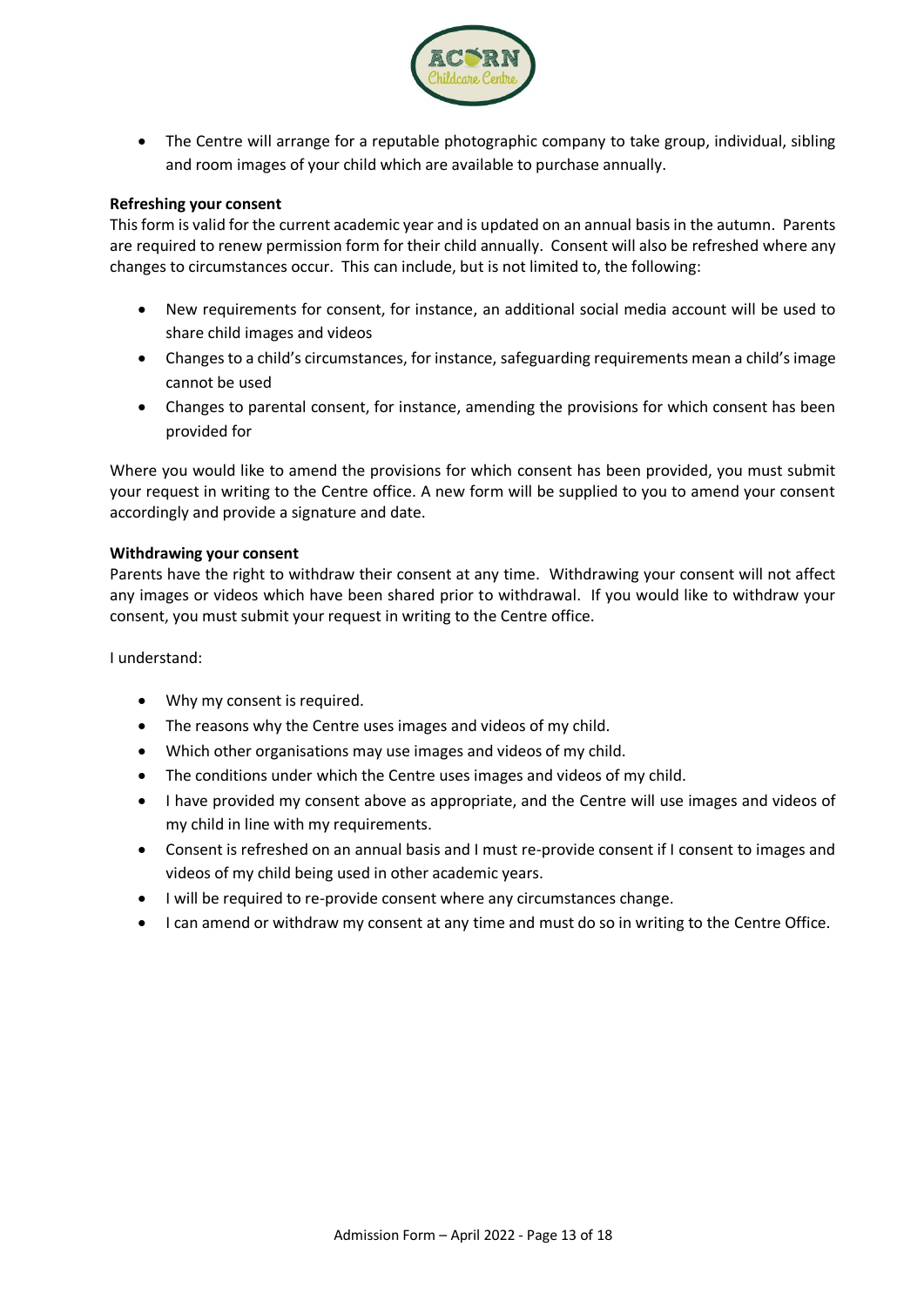- The Centre will arrange for a reputable photographic company to take group, individual, sibling and room images of your child which are available to purchase annually.

**Refreshing your consent**

This form is valid for the current academic year and is updated on an annual basis in the autumn. Parents are required to renew permission form for their child annually. Consent will also be refreshed where any changes to circumstances occur. This can include, but is not limited to, the following:

- New requirements for consent, for instance, an additional social media account will be used to share child images and videos
- Changes to a child's circumstances, for instance, safeguarding requirements mean a child's image cannot be used
- Changes to parental consent, for instance, amending the provisions for which consent has been provided for

Where you would like to amend the provisions for which consent has been provided, you must submit your request in writing to the Centre office. A new form will be supplied to you to amend your consent accordingly and provide a signature and date.

**Withdrawing your consent**

Parents have the right to withdraw their consent at any time. Withdrawing your consent will not affect any images or videos which have been shared prior to withdrawal. If you would like to withdraw your consent, you must submit your request in writing to the Centre office.

I understand:

- Why my consent is required.
- The reasons why the Centre uses images and videos of my child.
- Which other organisations may use images and videos of my child.
- The conditions under which the Centre uses images and videos of my child.
- I have provided my consent above as appropriate, and the Centre will use images and videos of my child in line with my requirements.
- Consent is refreshed on an annual basis and I must re-provide consent if I consent to images and videos of my child being used in other academic years.
- I will be required to re-provide consent where any circumstances change.
- I can amend or withdraw my consent at any time and must do so in writing to the Centre Office.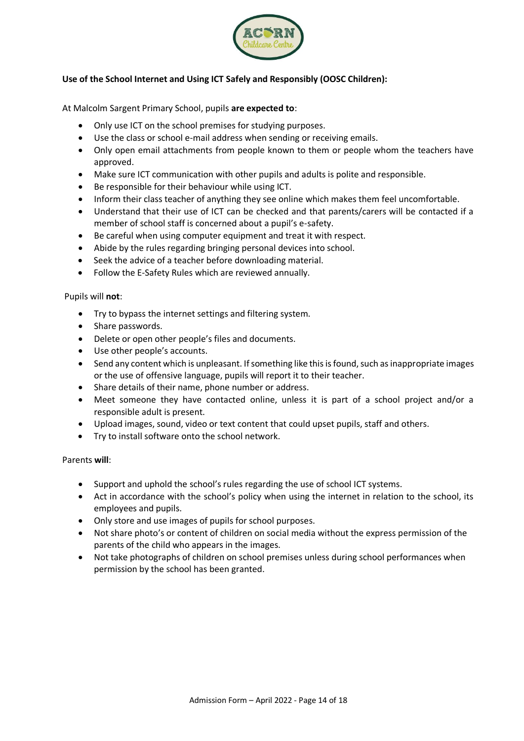**Use of the School Internet and Using ICT Safely and Responsibly (OOSC Children):**

At Malcolm Sargent Primary School, pupils **are expected to**:

- Only use ICT on the school premises for studying purposes.
- Use the class or school e-mail address when sending or receiving emails.
- Only open email attachments from people known to them or people whom the teachers have approved.
- Make sure ICT communication with other pupils and adults is polite and responsible.
- Be responsible for their behaviour while using ICT.
- Inform their class teacher of anything they see online which makes them feel uncomfortable.
- Understand that their use of ICT can be checked and that parents/carers will be contacted if a member of school staff is concerned about a pupil's e-safety.
- Be careful when using computer equipment and treat it with respect.
- Abide by the rules regarding bringing personal devices into school.
- Seek the advice of a teacher before downloading material.
- Follow the E-Safety Rules which are reviewed annually.

Pupils will **not**:

- Try to bypass the internet settings and filtering system.
- Share passwords.
- Delete or open other people's files and documents.
- Use other people's accounts.
- Send any content which is unpleasant. If something like this is found, such as inappropriate images or the use of offensive language, pupils will report it to their teacher.
- Share details of their name, phone number or address.
- Meet someone they have contacted online, unless it is part of a school project and/or a responsible adult is present.
- Upload images, sound, video or text content that could upset pupils, staff and others.
- Try to install software onto the school network.

Parents **will**:

- Support and uphold the school's rules regarding the use of school ICT systems.
- Act in accordance with the school's policy when using the internet in relation to the school, its employees and pupils.
- Only store and use images of pupils for school purposes.
- Not share photo's or content of children on social media without the express permission of the parents of the child who appears in the images.
- Not take photographs of children on school premises unless during school performances when permission by the school has been granted.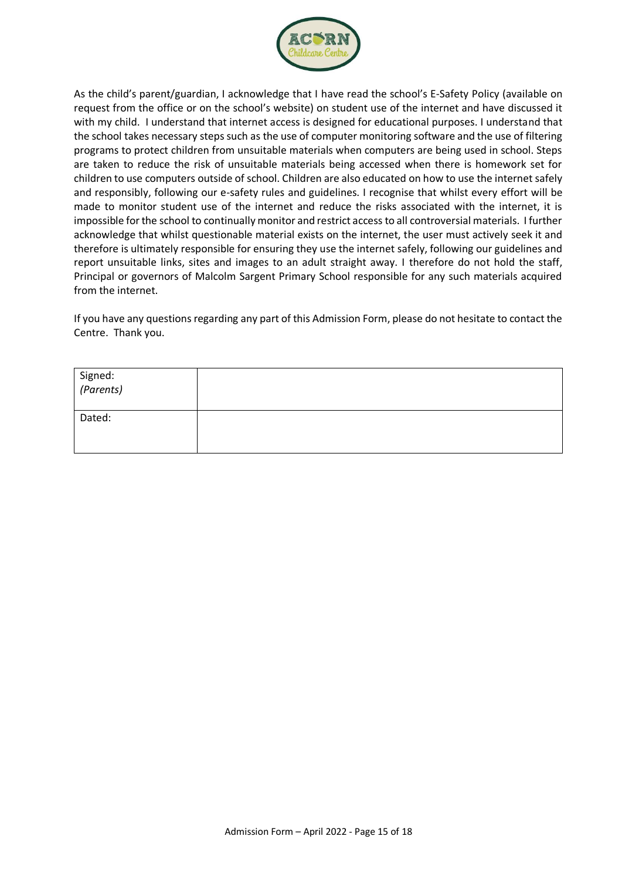As the child's parent/guardian, I acknowledge that I have read the school's E-Safety Policy (available on request from the office or on the school's website) on student use of the internet and have discussed it with my child. I understand that internet access is designed for educational purposes. I understand that the school takes necessary steps such as the use of computer monitoring software and the use of filtering programs to protect children from unsuitable materials when computers are being used in school. Steps are taken to reduce the risk of unsuitable materials being accessed when there is homework set for children to use computers outside of school. Children are also educated on how to use the internet safely and responsibly, following our e-safety rules and guidelines. I recognise that whilst every effort will be made to monitor student use of the internet and reduce the risks associated with the internet, it is impossible for the school to continually monitor and restrict access to all controversial materials. I further acknowledge that whilst questionable material exists on the internet, the user must actively seek it and therefore is ultimately responsible for ensuring they use the internet safely, following our guidelines and report unsuitable links, sites and images to an adult straight away. I therefore do not hold the staff, Principal or governors of Malcolm Sargent Primary School responsible for any such materials acquired from the internet.

If you have any questions regarding any part of this Admission Form, please do not hesitate to contact the Centre. Thank you.

| Signed: *(Parents)* | |
|---|---|
| Dated: | |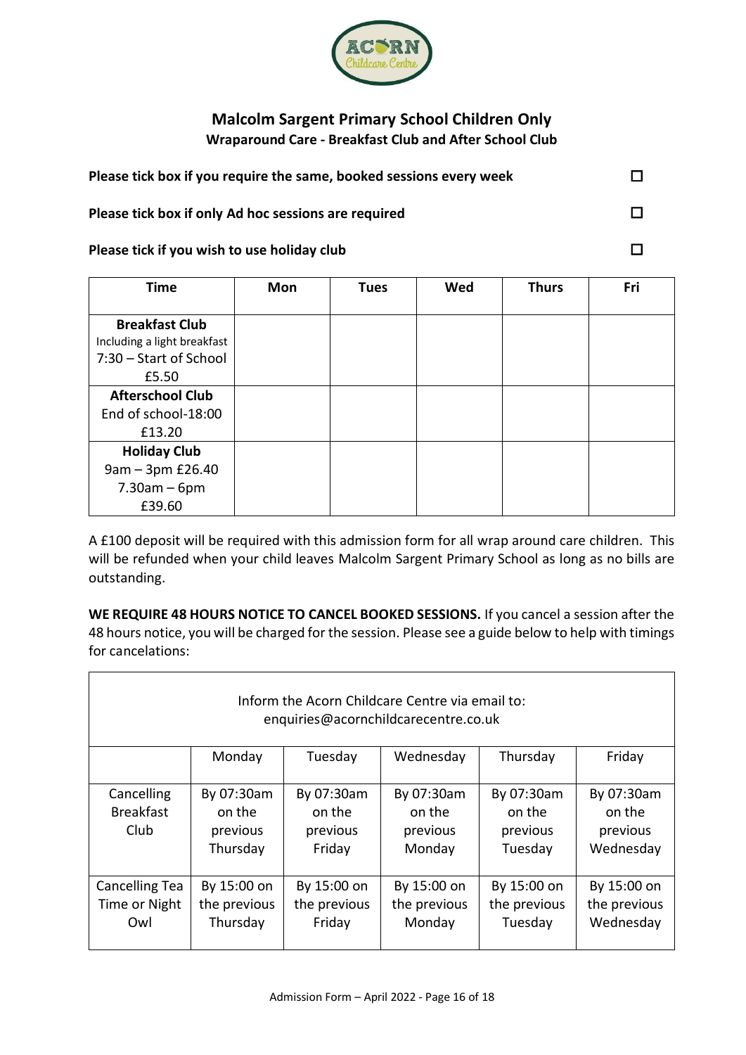## Malcolm Sargent Primary School Children Only

### Wraparound Care - Breakfast Club and After School Club

**Please tick box if you require the same, booked sessions every week** ☐

**Please tick box if only Ad hoc sessions are required** ☐

**Please tick if you wish to use holiday club** ☐

| Time | Mon | Tues | Wed | Thurs | Fri |
|---|---|---|---|---|---|
| **Breakfast Club** Including a light breakfast 7:30 – Start of School £5.50 | | | | | |
| **Afterschool Club** End of school-18:00 £13.20 | | | | | |
| **Holiday Club** 9am – 3pm £26.40 7.30am – 6pm £39.60 | | | | | |

A £100 deposit will be required with this admission form for all wrap around care children. This will be refunded when your child leaves Malcolm Sargent Primary School as long as no bills are outstanding.

**WE REQUIRE 48 HOURS NOTICE TO CANCEL BOOKED SESSIONS.** If you cancel a session after the 48 hours notice, you will be charged for the session. Please see a guide below to help with timings for cancelations:

| Inform the Acorn Childcare Centre via email to: enquiries@acornchildcarecentre.co.uk | | | | | |
|---|---|---|---|---|---|
| | Monday | Tuesday | Wednesday | Thursday | Friday |
| Cancelling Breakfast Club | By 07:30am on the previous Thursday | By 07:30am on the previous Friday | By 07:30am on the previous Monday | By 07:30am on the previous Tuesday | By 07:30am on the previous Wednesday |
| Cancelling Tea Time or Night Owl | By 15:00 on the previous Thursday | By 15:00 on the previous Friday | By 15:00 on the previous Monday | By 15:00 on the previous Tuesday | By 15:00 on the previous Wednesday |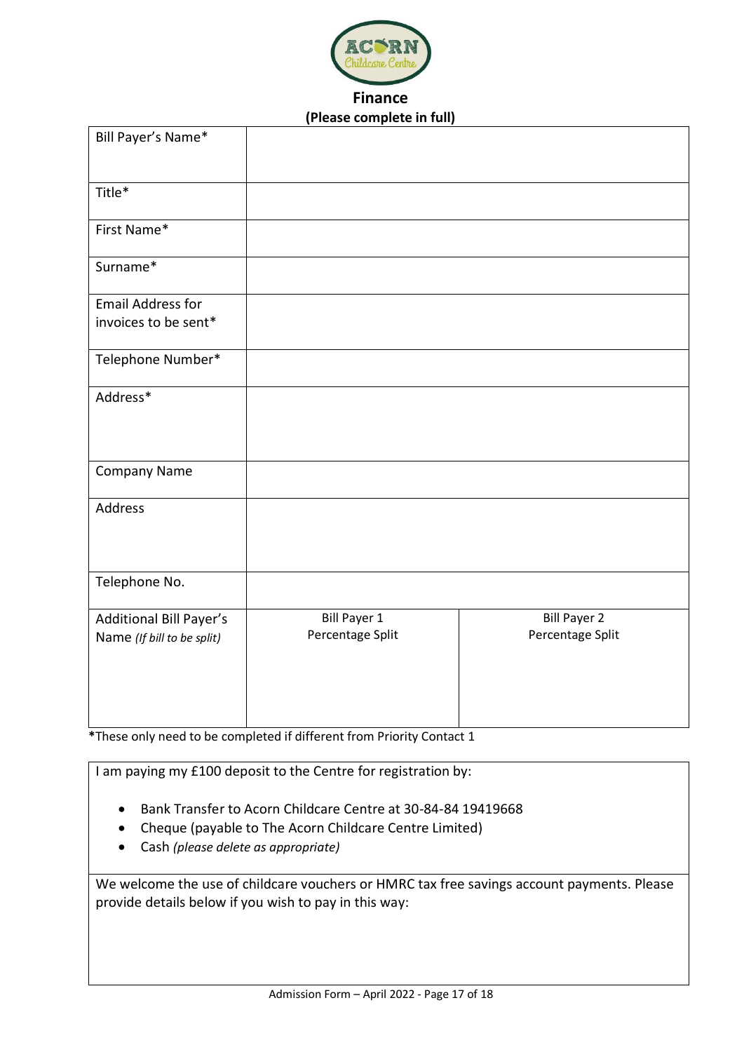# Finance

**(Please complete in full)**

| Bill Payer's Name* | | |
|---|---|---|
| Title* | | |
| First Name* | | |
| Surname* | | |
| Email Address for invoices to be sent* | | |
| Telephone Number* | | |
| Address* | | |
| Company Name | | |
| Address | | |
| Telephone No. | | |
| Additional Bill Payer's Name *(If bill to be split)* | Bill Payer 1 Percentage Split | Bill Payer 2 Percentage Split |

***These only need to be completed if different from Priority Contact 1**

I am paying my £100 deposit to the Centre for registration by:

- Bank Transfer to Acorn Childcare Centre at 30-84-84 19419668
- Cheque (payable to The Acorn Childcare Centre Limited)
- Cash *(please delete as appropriate)*

We welcome the use of childcare vouchers or HMRC tax free savings account payments. Please provide details below if you wish to pay in this way: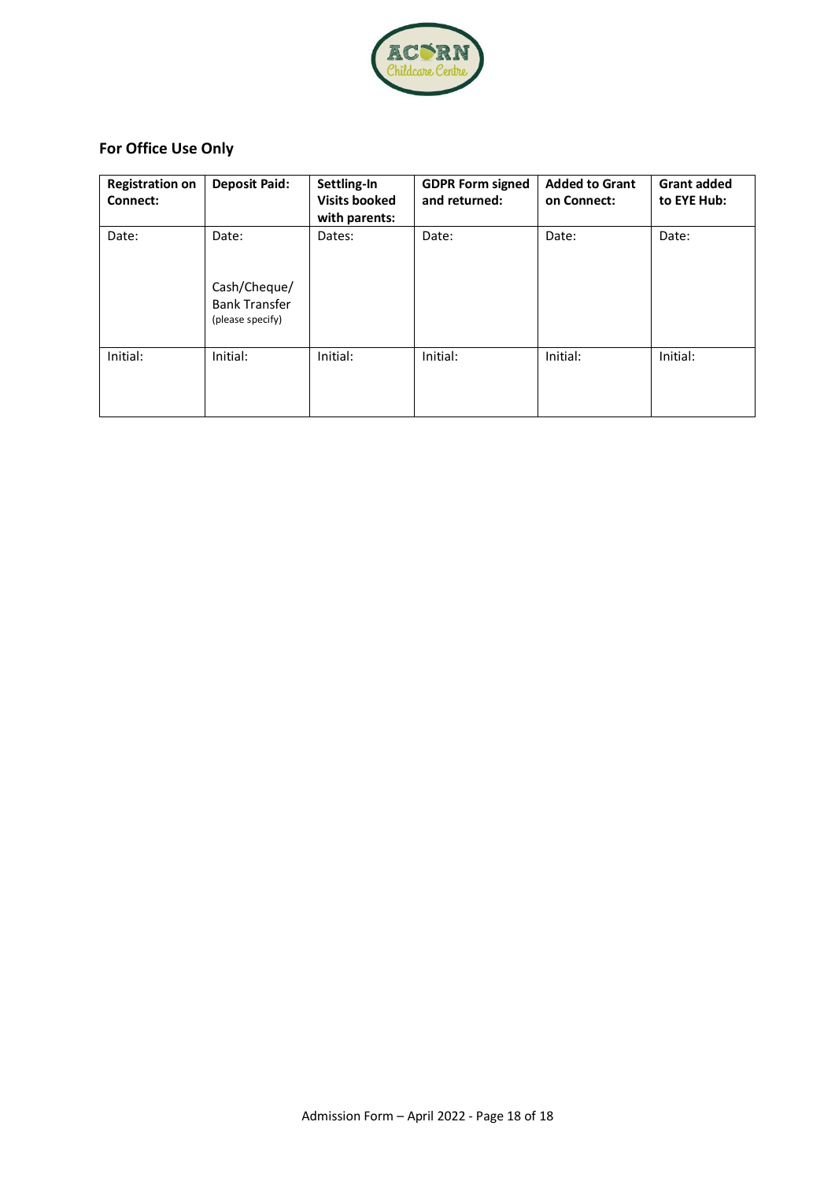## For Office Use Only

| Registration on Connect: | Deposit Paid: | Settling-In Visits booked with parents: | GDPR Form signed and returned: | Added to Grant on Connect: | Grant added to EYE Hub: |
|---|---|---|---|---|---|
| Date: | Date:<br><br>Cash/Cheque/ Bank Transfer (please specify) | Dates: | Date: | Date: | Date: |
| Initial: | Initial: | Initial: | Initial: | Initial: | Initial: |